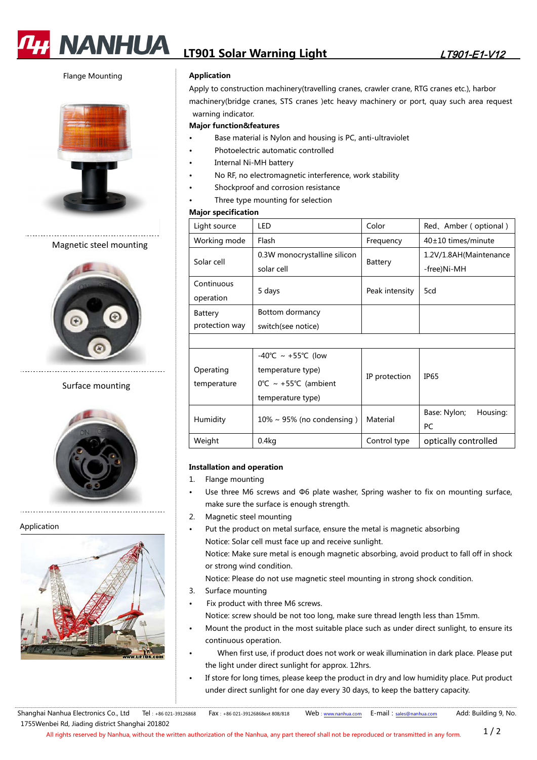# LT901 Solar Warning Light

LT901-E1-V12

Flange Mounting

Magnetic steel mounting

Surface mounting

Application

## Application

Apply to construction machinery(travelling cranes, crawler crane, RTG cranes etc.), harbor machinery(bridge cranes, STS cranes )etc heavy machinery or port, quay such area request warning indicator.

## Major function&features

- Base material is Nylon and housing is PC, anti-ultraviolet
- Photoelectric automatic controlled
- Internal Ni-MH battery
- No RF, no electromagnetic interference, work stability
- Shockproof and corrosion resistance
- Three type mounting for selection

## Major specification

| Light source | LED | Color | Red、Amber ( optional ) |
|---|---|---|---|
| Working mode | Flash | Frequency | 40±10 times/minute |
| Solar cell | 0.3W monocrystalline silicon solar cell | Battery | 1.2V/1.8AH(Maintenance -free)Ni-MH |
| Continuous operation | 5 days | Peak intensity | 5cd |
| Battery protection way | Bottom dormancy switch(see notice) | | |
| | | | |
| Operating temperature | -40℃ ～ +55℃ (low temperature type) 0℃ ～ +55℃ (ambient temperature type) | IP protection | IP65 |
| Humidity | 10% ~ 95% (no condensing ) | Material | Base: Nylon; Housing: PC |
| Weight | 0.4kg | Control type | optically controlled |

## Installation and operation

1. Flange mounting
   - Use three M6 screws and Φ6 plate washer, Spring washer to fix on mounting surface, make sure the surface is enough strength.
2. Magnetic steel mounting
   - Put the product on metal surface, ensure the metal is magnetic absorbing

     Notice: Solar cell must face up and receive sunlight.

     Notice: Make sure metal is enough magnetic absorbing, avoid product to fall off in shock or strong wind condition.

     Notice: Please do not use magnetic steel mounting in strong shock condition.
3. Surface mounting
   - Fix product with three M6 screws.

     Notice: screw should be not too long, make sure thread length less than 15mm.
   - Mount the product in the most suitable place such as under direct sunlight, to ensure its continuous operation.
   - When first use, if product does not work or weak illumination in dark place. Please put the light under direct sunlight for approx. 12hrs.
   - If store for long times, please keep the product in dry and low humidity place. Put product under direct sunlight for one day every 30 days, to keep the battery capacity.

Shanghai Nanhua Electronics Co., Ltd Tel : +86 021-39126868 Fax : +86 021-39126868ext 808/818 Web : www.nanhua.com E-mail : sales@nanhua.com Add: Building 9, No. 1755Wenbei Rd, Jiading district Shanghai 201802

All rights reserved by Nanhua, without the written authorization of the Nanhua, any part thereof shall not be reproduced or transmitted in any form.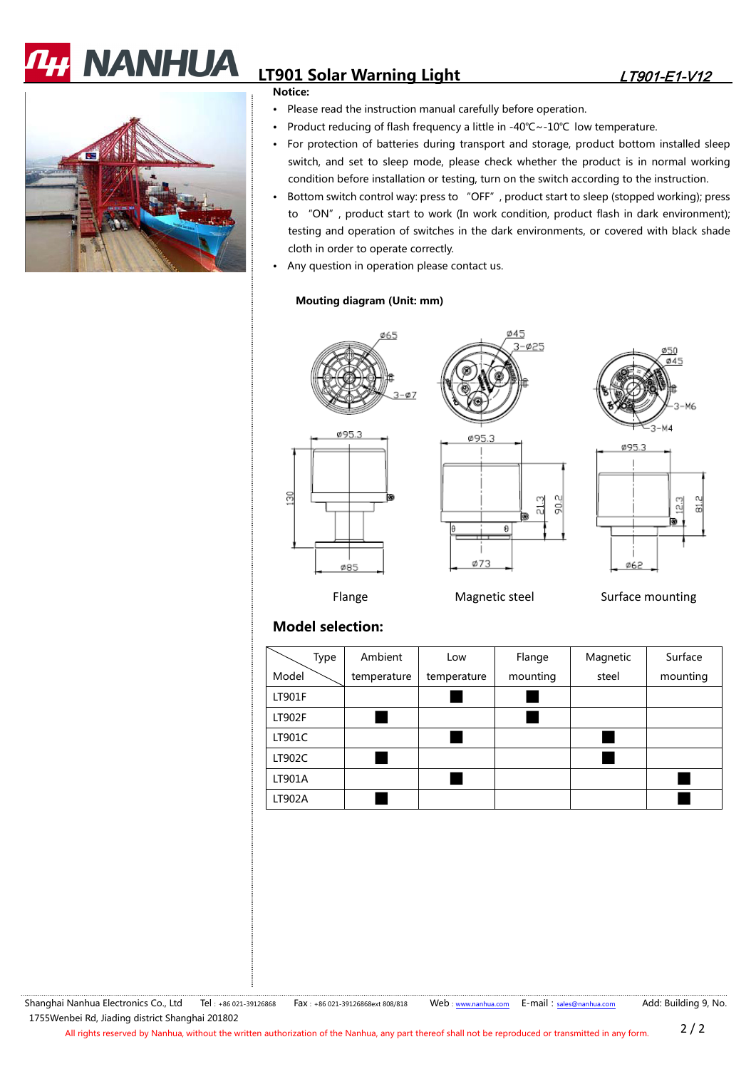## LT901 Solar Warning Light

**Notice:**

- Please read the instruction manual carefully before operation.
- Product reducing of flash frequency a little in -40℃~-10℃ low temperature.
- For protection of batteries during transport and storage, product bottom installed sleep switch, and set to sleep mode, please check whether the product is in normal working condition before installation or testing, turn on the switch according to the instruction.
- Bottom switch control way: press to "OFF", product start to sleep (stopped working); press to "ON", product start to work (In work condition, product flash in dark environment); testing and operation of switches in the dark environments, or covered with black shade cloth in order to operate correctly.
- Any question in operation please contact us.

**Mouting diagram (Unit: mm)**

ø65
3-ø7
ø95.3
130
ø85
Flange

ø45
3-ø25
ø95.3
21.3
90.2
ø73
Magnetic steel

ø50
ø45
3-M6
3-M4
ø95.3
12.3
81.2
ø62
Surface mounting

## Model selection:

| Model \ Type | Ambient temperature | Low temperature | Flange mounting | Magnetic steel | Surface mounting |
|---|---|---|---|---|---|
| LT901F | | ■ | ■ | | |
| LT902F | ■ | | ■ | | |
| LT901C | | ■ | | ■ | |
| LT902C | ■ | | | ■ | |
| LT901A | | ■ | | | ■ |
| LT902A | ■ | | | | ■ |

Shanghai Nanhua Electronics Co., Ltd Tel : +86 021-39126868 Fax : +86 021-39126868ext 808/818 Web : www.nanhua.com E-mail : sales@nanhua.com Add: Building 9, No. 1755Wenbei Rd, Jiading district Shanghai 201802

All rights reserved by Nanhua, without the written authorization of the Nanhua, any part thereof shall not be reproduced or transmitted in any form.